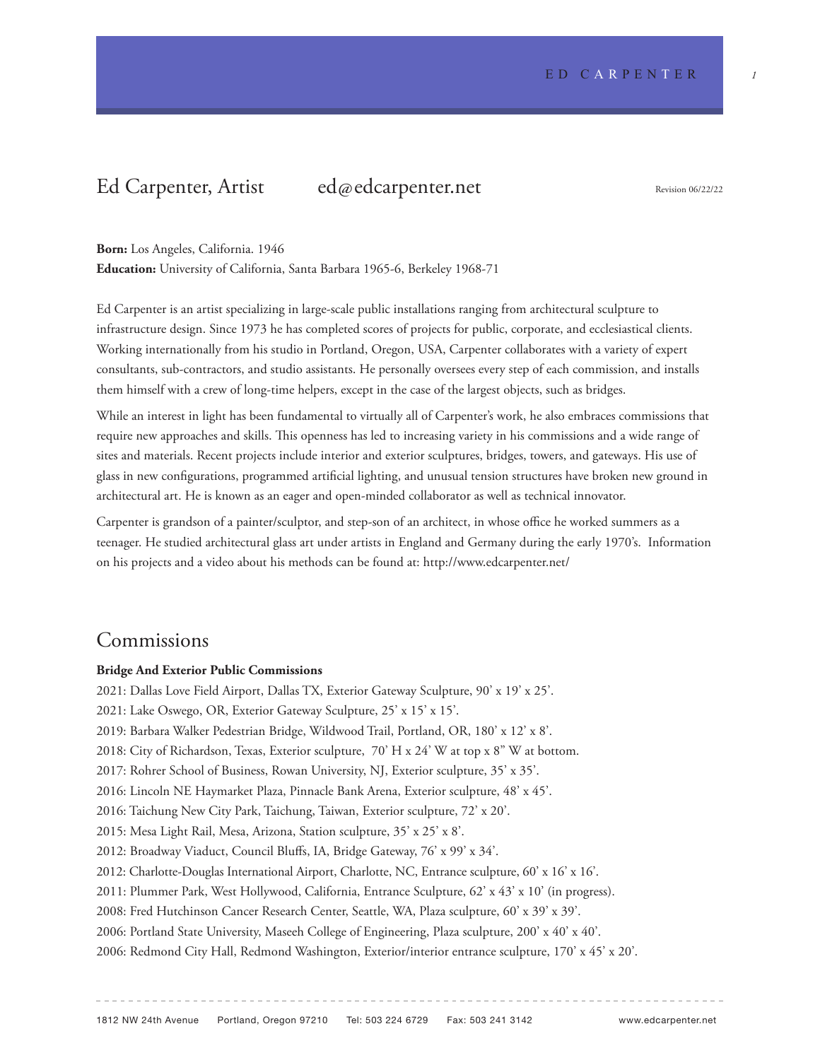# Ed Carpenter, Artist ed@edcarpenter.net

Revision 06/22/22

**Born:** Los Angeles, California. 1946
**Education:** University of California, Santa Barbara 1965-6, Berkeley 1968-71

Ed Carpenter is an artist specializing in large-scale public installations ranging from architectural sculpture to infrastructure design. Since 1973 he has completed scores of projects for public, corporate, and ecclesiastical clients. Working internationally from his studio in Portland, Oregon, USA, Carpenter collaborates with a variety of expert consultants, sub-contractors, and studio assistants. He personally oversees every step of each commission, and installs them himself with a crew of long-time helpers, except in the case of the largest objects, such as bridges.

While an interest in light has been fundamental to virtually all of Carpenter's work, he also embraces commissions that require new approaches and skills. This openness has led to increasing variety in his commissions and a wide range of sites and materials. Recent projects include interior and exterior sculptures, bridges, towers, and gateways. His use of glass in new configurations, programmed artificial lighting, and unusual tension structures have broken new ground in architectural art. He is known as an eager and open-minded collaborator as well as technical innovator.

Carpenter is grandson of a painter/sculptor, and step-son of an architect, in whose office he worked summers as a teenager. He studied architectural glass art under artists in England and Germany during the early 1970's. Information on his projects and a video about his methods can be found at: http://www.edcarpenter.net/

## Commissions

**Bridge And Exterior Public Commissions**

2021: Dallas Love Field Airport, Dallas TX, Exterior Gateway Sculpture, 90' x 19' x 25'.
2021: Lake Oswego, OR, Exterior Gateway Sculpture, 25' x 15' x 15'.
2019: Barbara Walker Pedestrian Bridge, Wildwood Trail, Portland, OR, 180' x 12' x 8'.
2018: City of Richardson, Texas, Exterior sculpture, 70' H x 24' W at top x 8" W at bottom.
2017: Rohrer School of Business, Rowan University, NJ, Exterior sculpture, 35' x 35'.
2016: Lincoln NE Haymarket Plaza, Pinnacle Bank Arena, Exterior sculpture, 48' x 45'.
2016: Taichung New City Park, Taichung, Taiwan, Exterior sculpture, 72' x 20'.
2015: Mesa Light Rail, Mesa, Arizona, Station sculpture, 35' x 25' x 8'.
2012: Broadway Viaduct, Council Bluffs, IA, Bridge Gateway, 76' x 99' x 34'.
2012: Charlotte-Douglas International Airport, Charlotte, NC, Entrance sculpture, 60' x 16' x 16'.
2011: Plummer Park, West Hollywood, California, Entrance Sculpture, 62' x 43' x 10' (in progress).
2008: Fred Hutchinson Cancer Research Center, Seattle, WA, Plaza sculpture, 60' x 39' x 39'.
2006: Portland State University, Maseeh College of Engineering, Plaza sculpture, 200' x 40' x 40'.
2006: Redmond City Hall, Redmond Washington, Exterior/interior entrance sculpture, 170' x 45' x 20'.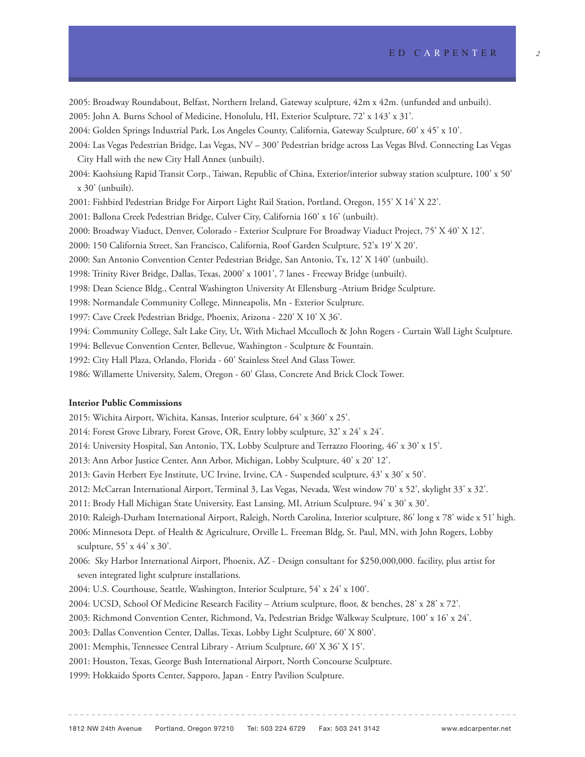2005: Broadway Roundabout, Belfast, Northern Ireland, Gateway sculpture, 42m x 42m. (unfunded and unbuilt).

2005: John A. Burns School of Medicine, Honolulu, HI, Exterior Sculpture, 72' x 143' x 31'.

2004: Golden Springs Industrial Park, Los Angeles County, California, Gateway Sculpture, 60' x 45' x 10'.

2004: Las Vegas Pedestrian Bridge, Las Vegas, NV – 300' Pedestrian bridge across Las Vegas Blvd. Connecting Las Vegas City Hall with the new City Hall Annex (unbuilt).

2004: Kaohsiung Rapid Transit Corp., Taiwan, Republic of China, Exterior/interior subway station sculpture, 100' x 50' x 30' (unbuilt).

2001: Fishbird Pedestrian Bridge For Airport Light Rail Station, Portland, Oregon, 155' X 14' X 22'.

2001: Ballona Creek Pedestrian Bridge, Culver City, California 160' x 16' (unbuilt).

2000: Broadway Viaduct, Denver, Colorado - Exterior Sculpture For Broadway Viaduct Project, 75' X 40' X 12'.

2000: 150 California Street, San Francisco, California, Roof Garden Sculpture, 52'x 19' X 20'.

2000: San Antonio Convention Center Pedestrian Bridge, San Antonio, Tx, 12' X 140' (unbuilt).

1998: Trinity River Bridge, Dallas, Texas, 2000' x 1001', 7 lanes - Freeway Bridge (unbuilt).

1998: Dean Science Bldg., Central Washington University At Ellensburg -Atrium Bridge Sculpture.

1998: Normandale Community College, Minneapolis, Mn - Exterior Sculpture.

1997: Cave Creek Pedestrian Bridge, Phoenix, Arizona - 220' X 10' X 36'.

1994: Community College, Salt Lake City, Ut, With Michael Mcculloch & John Rogers - Curtain Wall Light Sculpture.

1994: Bellevue Convention Center, Bellevue, Washington - Sculpture & Fountain.

1992: City Hall Plaza, Orlando, Florida - 60' Stainless Steel And Glass Tower.

1986: Willamette University, Salem, Oregon - 60' Glass, Concrete And Brick Clock Tower.

**Interior Public Commissions**

2015: Wichita Airport, Wichita, Kansas, Interior sculpture, 64' x 360' x 25'.

2014: Forest Grove Library, Forest Grove, OR, Entry lobby sculpture, 32' x 24' x 24'.

2014: University Hospital, San Antonio, TX, Lobby Sculpture and Terrazzo Flooring, 46' x 30' x 15'.

2013: Ann Arbor Justice Center, Ann Arbor, Michigan, Lobby Sculpture, 40' x 20' 12'.

2013: Gavin Herbert Eye Institute, UC Irvine, Irvine, CA - Suspended sculpture, 43' x 30' x 50'.

2012: McCarran International Airport, Terminal 3, Las Vegas, Nevada, West window 70' x 52', skylight 33' x 32'.

2011: Brody Hall Michigan State University, East Lansing, MI, Atrium Sculpture, 94' x 30' x 30'.

2010: Raleigh-Durham International Airport, Raleigh, North Carolina, Interior sculpture, 86' long x 78' wide x 51' high.

2006: Minnesota Dept. of Health & Agriculture, Orville L. Freeman Bldg, St. Paul, MN, with John Rogers, Lobby sculpture, 55' x 44' x 30'.

2006: Sky Harbor International Airport, Phoenix, AZ - Design consultant for $250,000,000. facility, plus artist for seven integrated light sculpture installations.

2004: U.S. Courthouse, Seattle, Washington, Interior Sculpture, 54' x 24' x 100'.

2004: UCSD, School Of Medicine Research Facility – Atrium sculpture, floor, & benches, 28' x 28' x 72'.

2003: Richmond Convention Center, Richmond, Va, Pedestrian Bridge Walkway Sculpture, 100' x 16' x 24'.

2003: Dallas Convention Center, Dallas, Texas, Lobby Light Sculpture, 60' X 800'.

2001: Memphis, Tennessee Central Library - Atrium Sculpture, 60' X 36' X 15'.

2001: Houston, Texas, George Bush International Airport, North Concourse Sculpture.

1999: Hokkaido Sports Center, Sapporo, Japan - Entry Pavilion Sculpture.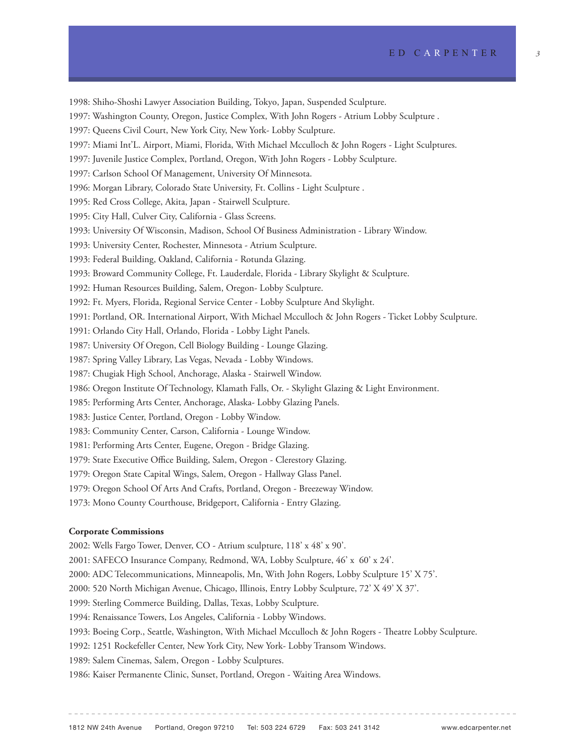1998: Shiho-Shoshi Lawyer Association Building, Tokyo, Japan, Suspended Sculpture.

1997: Washington County, Oregon, Justice Complex, With John Rogers - Atrium Lobby Sculpture .

1997: Queens Civil Court, New York City, New York- Lobby Sculpture.

1997: Miami Int'L. Airport, Miami, Florida, With Michael Mcculloch & John Rogers - Light Sculptures.

1997: Juvenile Justice Complex, Portland, Oregon, With John Rogers - Lobby Sculpture.

1997: Carlson School Of Management, University Of Minnesota.

1996: Morgan Library, Colorado State University, Ft. Collins - Light Sculpture .

1995: Red Cross College, Akita, Japan - Stairwell Sculpture.

1995: City Hall, Culver City, California - Glass Screens.

1993: University Of Wisconsin, Madison, School Of Business Administration - Library Window.

1993: University Center, Rochester, Minnesota - Atrium Sculpture.

1993: Federal Building, Oakland, California - Rotunda Glazing.

1993: Broward Community College, Ft. Lauderdale, Florida - Library Skylight & Sculpture.

1992: Human Resources Building, Salem, Oregon- Lobby Sculpture.

1992: Ft. Myers, Florida, Regional Service Center - Lobby Sculpture And Skylight.

1991: Portland, OR. International Airport, With Michael Mcculloch & John Rogers - Ticket Lobby Sculpture.

1991: Orlando City Hall, Orlando, Florida - Lobby Light Panels.

1987: University Of Oregon, Cell Biology Building - Lounge Glazing.

1987: Spring Valley Library, Las Vegas, Nevada - Lobby Windows.

1987: Chugiak High School, Anchorage, Alaska - Stairwell Window.

1986: Oregon Institute Of Technology, Klamath Falls, Or. - Skylight Glazing & Light Environment.

1985: Performing Arts Center, Anchorage, Alaska- Lobby Glazing Panels.

1983: Justice Center, Portland, Oregon - Lobby Window.

1983: Community Center, Carson, California - Lounge Window.

1981: Performing Arts Center, Eugene, Oregon - Bridge Glazing.

1979: State Executive Office Building, Salem, Oregon - Clerestory Glazing.

1979: Oregon State Capital Wings, Salem, Oregon - Hallway Glass Panel.

1979: Oregon School Of Arts And Crafts, Portland, Oregon - Breezeway Window.

1973: Mono County Courthouse, Bridgeport, California - Entry Glazing.

**Corporate Commissions**

2002: Wells Fargo Tower, Denver, CO - Atrium sculpture, 118' x 48' x 90'.

2001: SAFECO Insurance Company, Redmond, WA, Lobby Sculpture, 46' x 60' x 24'.

2000: ADC Telecommunications, Minneapolis, Mn, With John Rogers, Lobby Sculpture 15' X 75'.

2000: 520 North Michigan Avenue, Chicago, Illinois, Entry Lobby Sculpture, 72' X 49' X 37'.

1999: Sterling Commerce Building, Dallas, Texas, Lobby Sculpture.

1994: Renaissance Towers, Los Angeles, California - Lobby Windows.

1993: Boeing Corp., Seattle, Washington, With Michael Mcculloch & John Rogers - Theatre Lobby Sculpture.

1992: 1251 Rockefeller Center, New York City, New York- Lobby Transom Windows.

1989: Salem Cinemas, Salem, Oregon - Lobby Sculptures.

1986: Kaiser Permanente Clinic, Sunset, Portland, Oregon - Waiting Area Windows.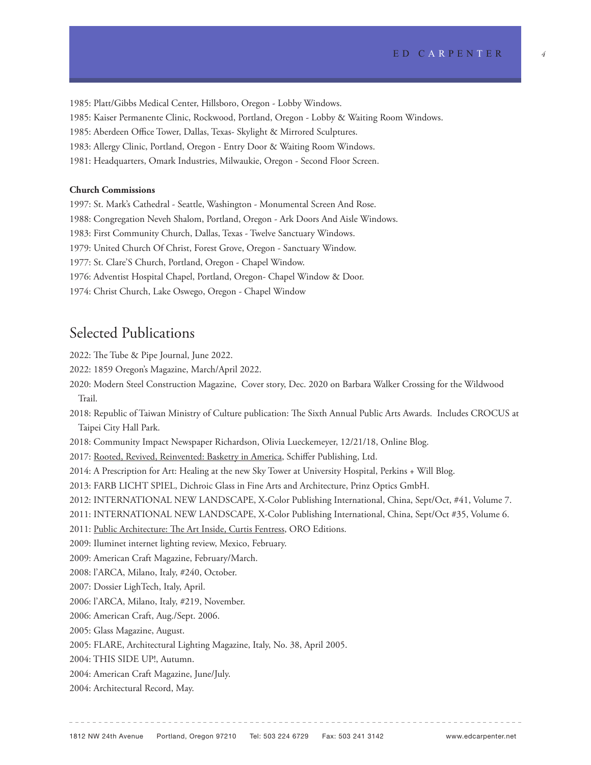1985: Platt/Gibbs Medical Center, Hillsboro, Oregon - Lobby Windows.

1985: Kaiser Permanente Clinic, Rockwood, Portland, Oregon - Lobby & Waiting Room Windows.

1985: Aberdeen Office Tower, Dallas, Texas- Skylight & Mirrored Sculptures.

1983: Allergy Clinic, Portland, Oregon - Entry Door & Waiting Room Windows.

1981: Headquarters, Omark Industries, Milwaukie, Oregon - Second Floor Screen.

**Church Commissions**

1997: St. Mark's Cathedral - Seattle, Washington - Monumental Screen And Rose.

1988: Congregation Neveh Shalom, Portland, Oregon - Ark Doors And Aisle Windows.

1983: First Community Church, Dallas, Texas - Twelve Sanctuary Windows.

1979: United Church Of Christ, Forest Grove, Oregon - Sanctuary Window.

1977: St. Clare'S Church, Portland, Oregon - Chapel Window.

1976: Adventist Hospital Chapel, Portland, Oregon- Chapel Window & Door.

1974: Christ Church, Lake Oswego, Oregon - Chapel Window

## Selected Publications

2022: The Tube & Pipe Journal, June 2022.

2022: 1859 Oregon's Magazine, March/April 2022.

2020: Modern Steel Construction Magazine, Cover story, Dec. 2020 on Barbara Walker Crossing for the Wildwood Trail.

2018: Republic of Taiwan Ministry of Culture publication: The Sixth Annual Public Arts Awards. Includes CROCUS at Taipei City Hall Park.

2018: Community Impact Newspaper Richardson, Olivia Lueckemeyer, 12/21/18, Online Blog.

2017: Rooted, Revived, Reinvented: Basketry in America, Schiffer Publishing, Ltd.

2014: A Prescription for Art: Healing at the new Sky Tower at University Hospital, Perkins + Will Blog.

2013: FARB LICHT SPIEL, Dichroic Glass in Fine Arts and Architecture, Prinz Optics GmbH.

2012: INTERNATIONAL NEW LANDSCAPE, X-Color Publishing International, China, Sept/Oct, #41, Volume 7.

2011: INTERNATIONAL NEW LANDSCAPE, X-Color Publishing International, China, Sept/Oct #35, Volume 6.

2011: Public Architecture: The Art Inside, Curtis Fentress, ORO Editions.

2009: Iluminet internet lighting review, Mexico, February.

2009: American Craft Magazine, February/March.

2008: l'ARCA, Milano, Italy, #240, October.

2007: Dossier LighTech, Italy, April.

2006: l'ARCA, Milano, Italy, #219, November.

2006: American Craft, Aug./Sept. 2006.

2005: Glass Magazine, August.

2005: FLARE, Architectural Lighting Magazine, Italy, No. 38, April 2005.

2004: THIS SIDE UP!, Autumn.

2004: American Craft Magazine, June/July.

2004: Architectural Record, May.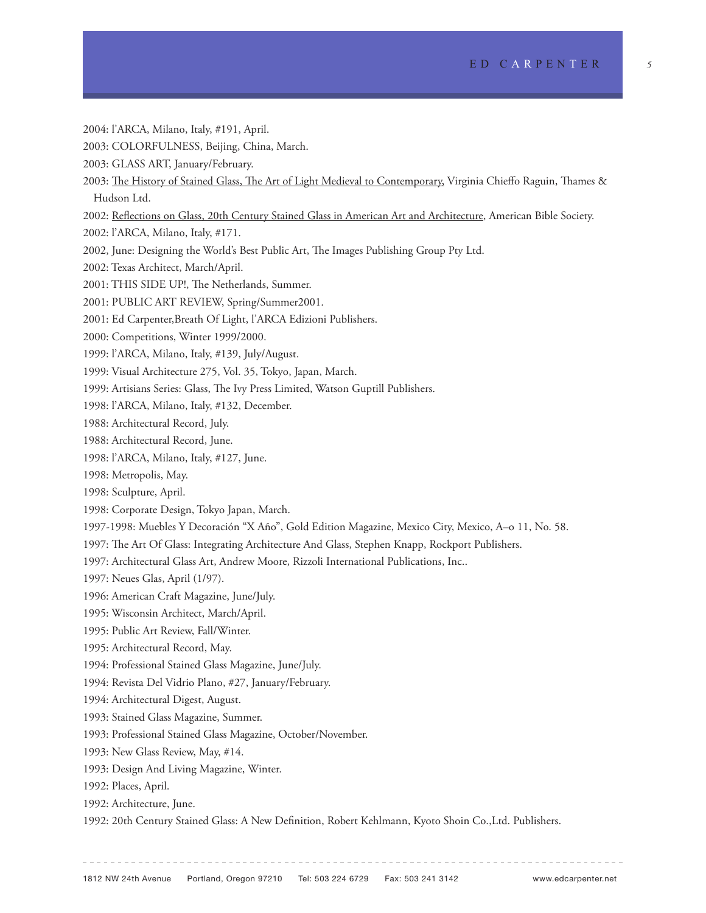2004: l'ARCA, Milano, Italy, #191, April.

2003: COLORFULNESS, Beijing, China, March.

2003: GLASS ART, January/February.

2003: <u>The History of Stained Glass, The Art of Light Medieval to Contemporary,</u> Virginia Chieffo Raguin, Thames & Hudson Ltd.

2002: <u>Reflections on Glass, 20th Century Stained Glass in American Art and Architecture</u>, American Bible Society.

2002: l'ARCA, Milano, Italy, #171.

2002, June: Designing the World's Best Public Art, The Images Publishing Group Pty Ltd.

2002: Texas Architect, March/April.

2001: THIS SIDE UP!, The Netherlands, Summer.

2001: PUBLIC ART REVIEW, Spring/Summer2001.

2001: Ed Carpenter,Breath Of Light, l'ARCA Edizioni Publishers.

2000: Competitions, Winter 1999/2000.

1999: l'ARCA, Milano, Italy, #139, July/August.

1999: Visual Architecture 275, Vol. 35, Tokyo, Japan, March.

1999: Artisians Series: Glass, The Ivy Press Limited, Watson Guptill Publishers.

1998: l'ARCA, Milano, Italy, #132, December.

1988: Architectural Record, July.

1988: Architectural Record, June.

1998: l'ARCA, Milano, Italy, #127, June.

1998: Metropolis, May.

1998: Sculpture, April.

1998: Corporate Design, Tokyo Japan, March.

1997-1998: Muebles Y Decoración "X Año", Gold Edition Magazine, Mexico City, Mexico, A–o 11, No. 58.

1997: The Art Of Glass: Integrating Architecture And Glass, Stephen Knapp, Rockport Publishers.

1997: Architectural Glass Art, Andrew Moore, Rizzoli International Publications, Inc..

1997: Neues Glas, April (1/97).

1996: American Craft Magazine, June/July.

1995: Wisconsin Architect, March/April.

1995: Public Art Review, Fall/Winter.

1995: Architectural Record, May.

1994: Professional Stained Glass Magazine, June/July.

1994: Revista Del Vidrio Plano, #27, January/February.

1994: Architectural Digest, August.

1993: Stained Glass Magazine, Summer.

1993: Professional Stained Glass Magazine, October/November.

1993: New Glass Review, May, #14.

1993: Design And Living Magazine, Winter.

1992: Places, April.

1992: Architecture, June.

1992: 20th Century Stained Glass: A New Definition, Robert Kehlmann, Kyoto Shoin Co.,Ltd. Publishers.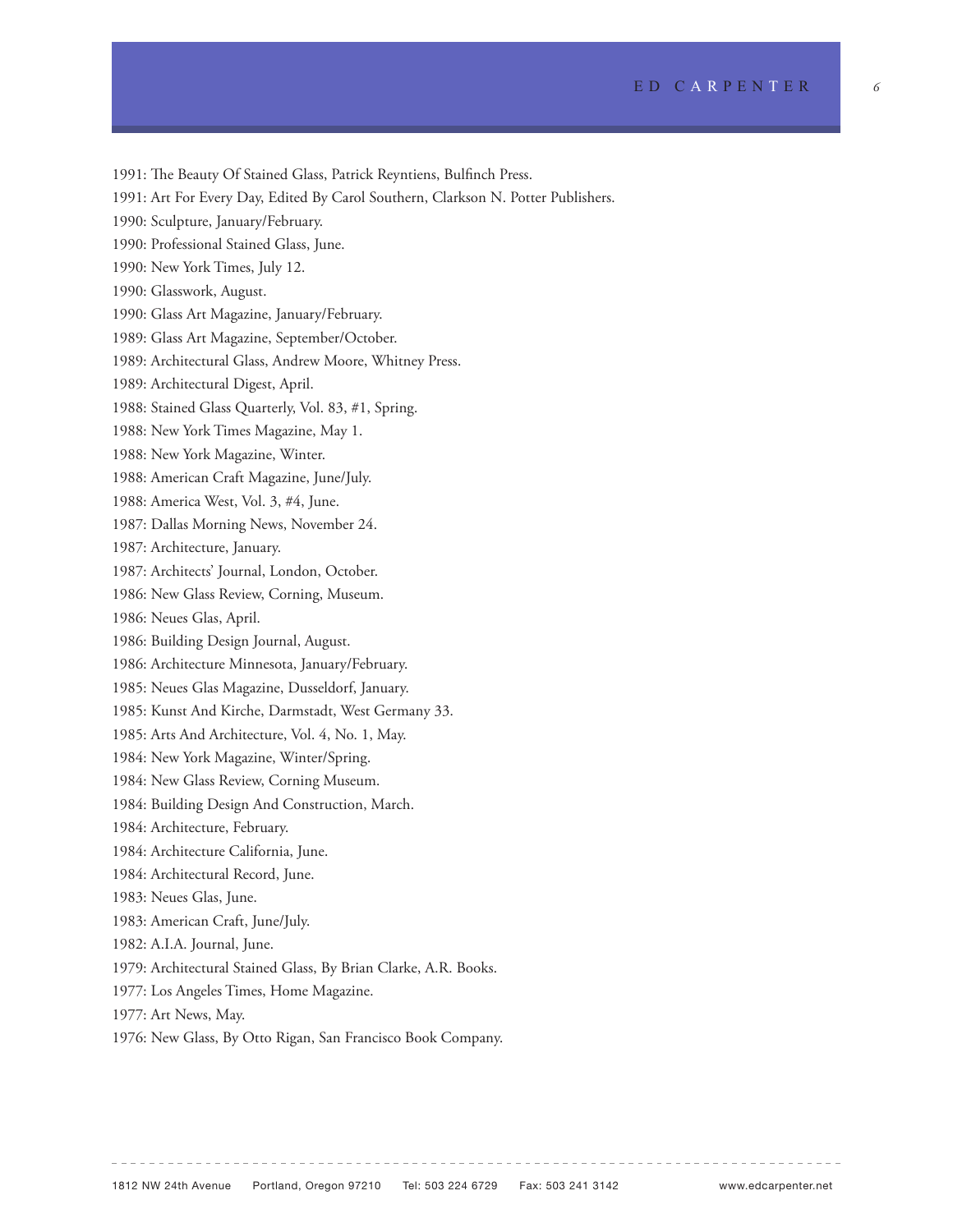1991: The Beauty Of Stained Glass, Patrick Reyntiens, Bulfinch Press.

1991: Art For Every Day, Edited By Carol Southern, Clarkson N. Potter Publishers.

1990: Sculpture, January/February.

1990: Professional Stained Glass, June.

1990: New York Times, July 12.

1990: Glasswork, August.

1990: Glass Art Magazine, January/February.

1989: Glass Art Magazine, September/October.

1989: Architectural Glass, Andrew Moore, Whitney Press.

1989: Architectural Digest, April.

1988: Stained Glass Quarterly, Vol. 83, #1, Spring.

1988: New York Times Magazine, May 1.

1988: New York Magazine, Winter.

1988: American Craft Magazine, June/July.

1988: America West, Vol. 3, #4, June.

1987: Dallas Morning News, November 24.

1987: Architecture, January.

1987: Architects' Journal, London, October.

1986: New Glass Review, Corning, Museum.

1986: Neues Glas, April.

1986: Building Design Journal, August.

1986: Architecture Minnesota, January/February.

1985: Neues Glas Magazine, Dusseldorf, January.

1985: Kunst And Kirche, Darmstadt, West Germany 33.

1985: Arts And Architecture, Vol. 4, No. 1, May.

1984: New York Magazine, Winter/Spring.

1984: New Glass Review, Corning Museum.

1984: Building Design And Construction, March.

1984: Architecture, February.

1984: Architecture California, June.

1984: Architectural Record, June.

1983: Neues Glas, June.

1983: American Craft, June/July.

1982: A.I.A. Journal, June.

1979: Architectural Stained Glass, By Brian Clarke, A.R. Books.

1977: Los Angeles Times, Home Magazine.

1977: Art News, May.

1976: New Glass, By Otto Rigan, San Francisco Book Company.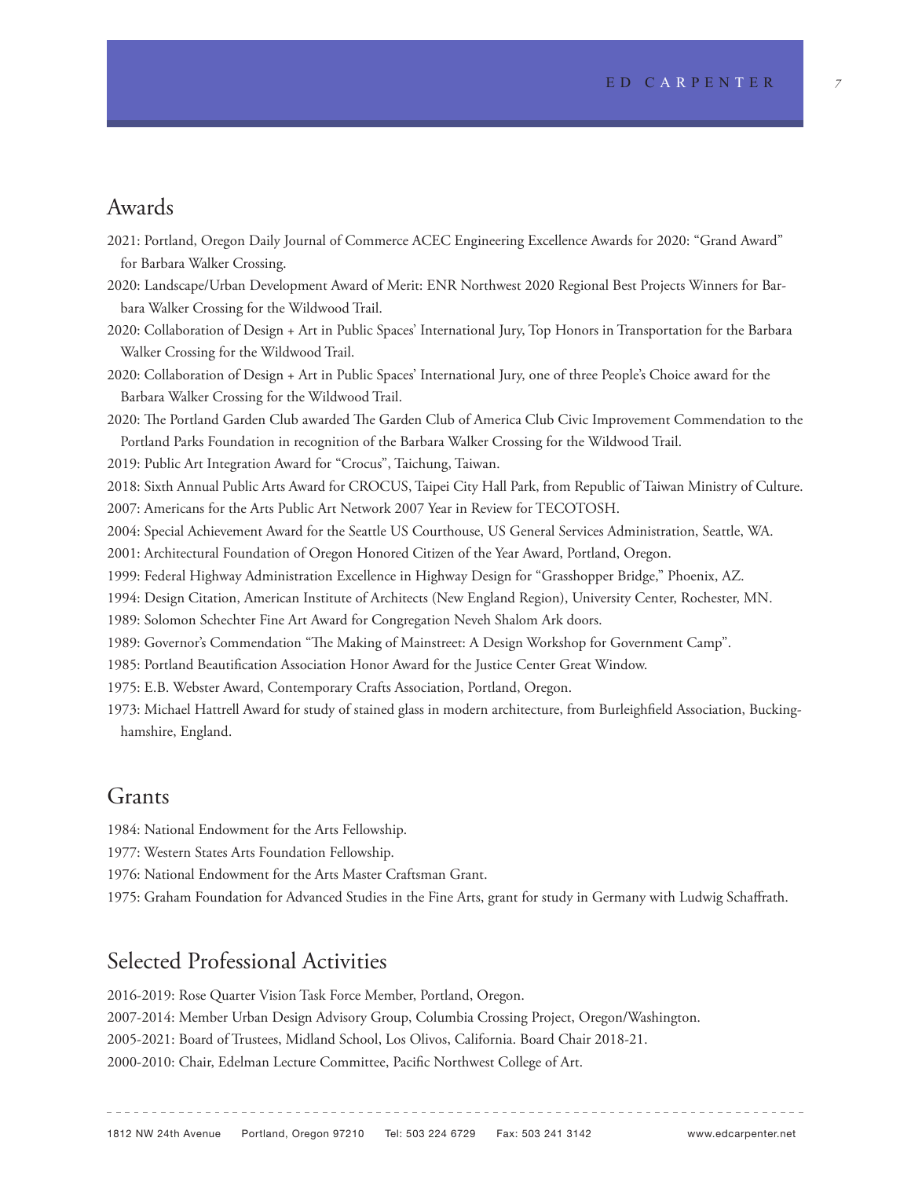## Awards

2021: Portland, Oregon Daily Journal of Commerce ACEC Engineering Excellence Awards for 2020: "Grand Award" for Barbara Walker Crossing.

2020: Landscape/Urban Development Award of Merit: ENR Northwest 2020 Regional Best Projects Winners for Barbara Walker Crossing for the Wildwood Trail.

2020: Collaboration of Design + Art in Public Spaces' International Jury, Top Honors in Transportation for the Barbara Walker Crossing for the Wildwood Trail.

2020: Collaboration of Design + Art in Public Spaces' International Jury, one of three People's Choice award for the Barbara Walker Crossing for the Wildwood Trail.

2020: The Portland Garden Club awarded The Garden Club of America Club Civic Improvement Commendation to the Portland Parks Foundation in recognition of the Barbara Walker Crossing for the Wildwood Trail.

2019: Public Art Integration Award for "Crocus", Taichung, Taiwan.

2018: Sixth Annual Public Arts Award for CROCUS, Taipei City Hall Park, from Republic of Taiwan Ministry of Culture.

2007: Americans for the Arts Public Art Network 2007 Year in Review for TECOTOSH.

2004: Special Achievement Award for the Seattle US Courthouse, US General Services Administration, Seattle, WA.

2001: Architectural Foundation of Oregon Honored Citizen of the Year Award, Portland, Oregon.

1999: Federal Highway Administration Excellence in Highway Design for "Grasshopper Bridge," Phoenix, AZ.

1994: Design Citation, American Institute of Architects (New England Region), University Center, Rochester, MN.

1989: Solomon Schechter Fine Art Award for Congregation Neveh Shalom Ark doors.

1989: Governor's Commendation "The Making of Mainstreet: A Design Workshop for Government Camp".

1985: Portland Beautification Association Honor Award for the Justice Center Great Window.

1975: E.B. Webster Award, Contemporary Crafts Association, Portland, Oregon.

1973: Michael Hattrell Award for study of stained glass in modern architecture, from Burleighfield Association, Buckinghamshire, England.

## Grants

1984: National Endowment for the Arts Fellowship.

1977: Western States Arts Foundation Fellowship.

1976: National Endowment for the Arts Master Craftsman Grant.

1975: Graham Foundation for Advanced Studies in the Fine Arts, grant for study in Germany with Ludwig Schaffrath.

## Selected Professional Activities

2016-2019: Rose Quarter Vision Task Force Member, Portland, Oregon.

2007-2014: Member Urban Design Advisory Group, Columbia Crossing Project, Oregon/Washington.

2005-2021: Board of Trustees, Midland School, Los Olivos, California. Board Chair 2018-21.

2000-2010: Chair, Edelman Lecture Committee, Pacific Northwest College of Art.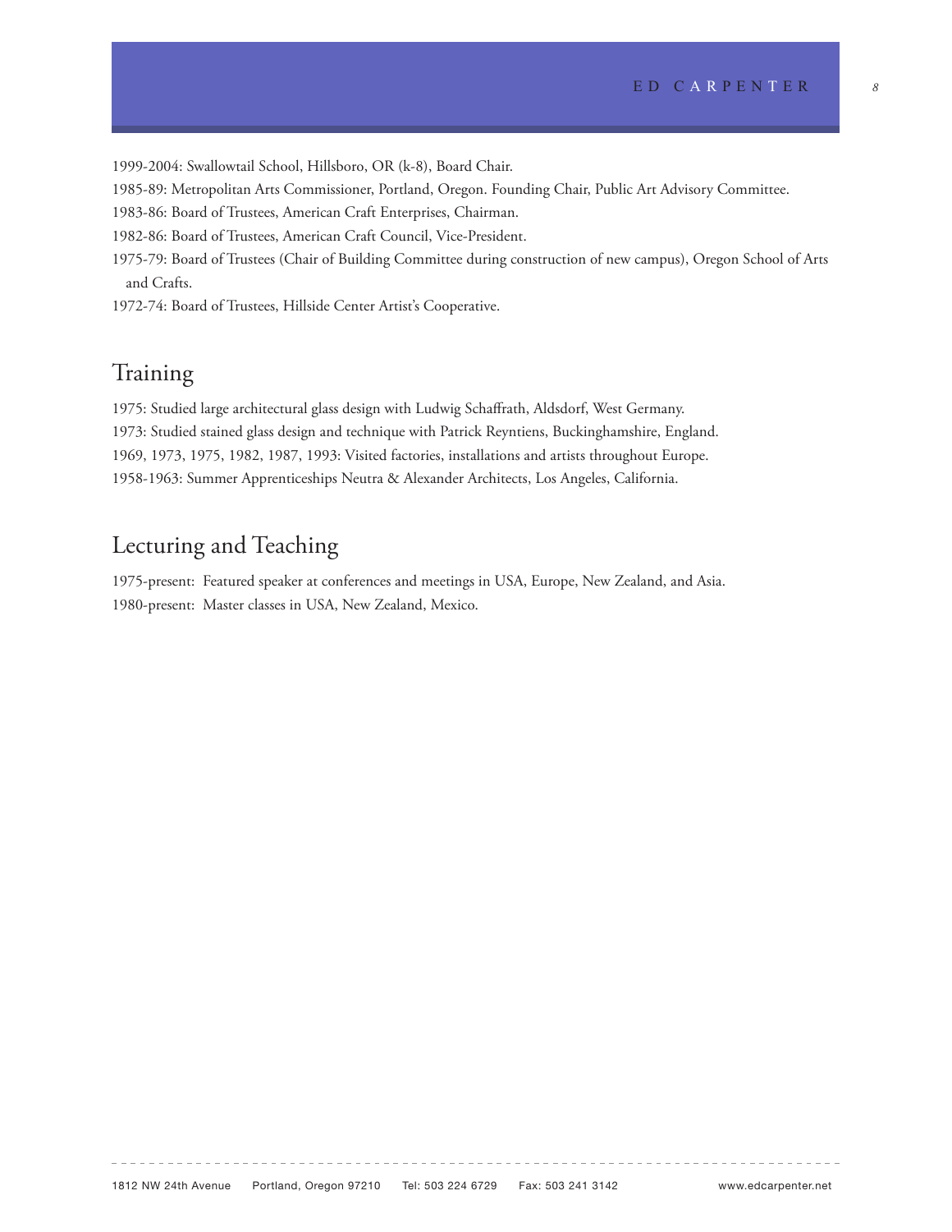1999-2004: Swallowtail School, Hillsboro, OR (k-8), Board Chair.

1985-89: Metropolitan Arts Commissioner, Portland, Oregon. Founding Chair, Public Art Advisory Committee.

1983-86: Board of Trustees, American Craft Enterprises, Chairman.

1982-86: Board of Trustees, American Craft Council, Vice-President.

1975-79: Board of Trustees (Chair of Building Committee during construction of new campus), Oregon School of Arts and Crafts.

1972-74: Board of Trustees, Hillside Center Artist's Cooperative.

## Training

1975: Studied large architectural glass design with Ludwig Schaffrath, Aldsdorf, West Germany.

1973: Studied stained glass design and technique with Patrick Reyntiens, Buckinghamshire, England.

1969, 1973, 1975, 1982, 1987, 1993: Visited factories, installations and artists throughout Europe.

1958-1963: Summer Apprenticeships Neutra & Alexander Architects, Los Angeles, California.

## Lecturing and Teaching

1975-present: Featured speaker at conferences and meetings in USA, Europe, New Zealand, and Asia.

1980-present: Master classes in USA, New Zealand, Mexico.